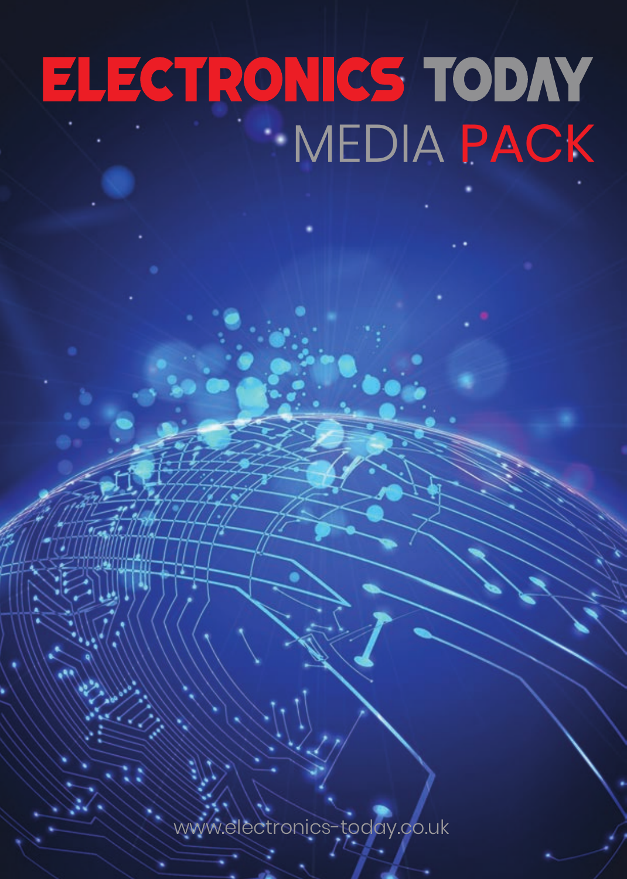# ELECTRONICS TODAY

## MEDIA PACK

www.electronics-today.co.uk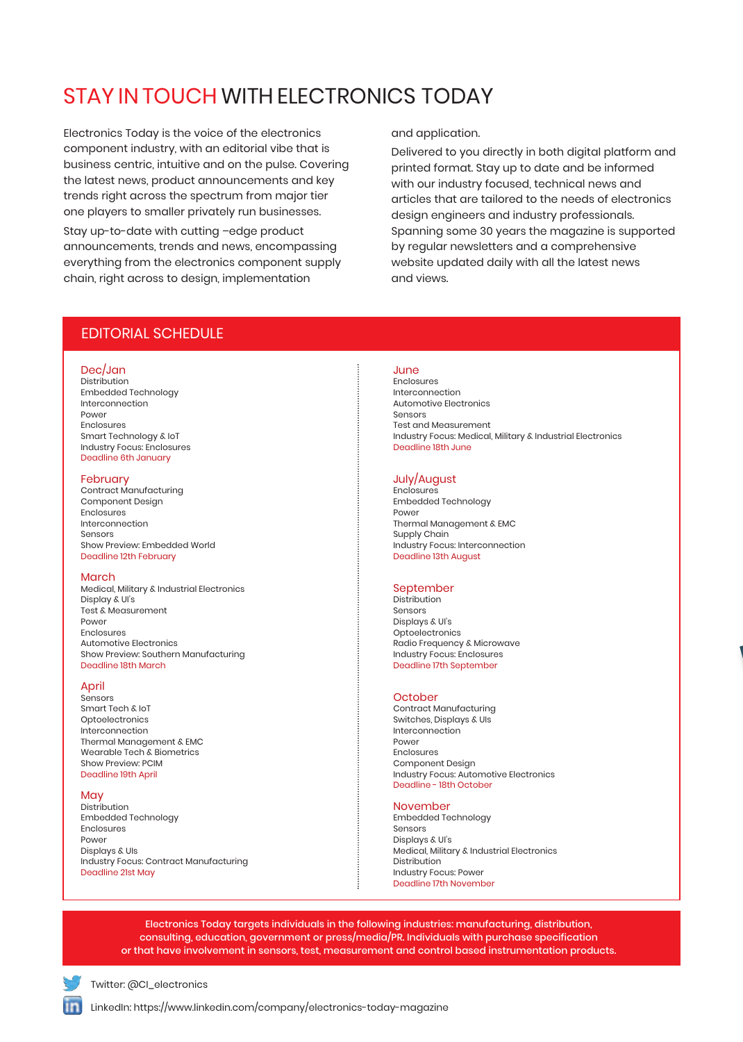# STAY IN TOUCH WITH ELECTRONICS TODAY

Electronics Today is the voice of the electronics component industry, with an editorial vibe that is business centric, intuitive and on the pulse. Covering the latest news, product announcements and key trends right across the spectrum from major tier one players to smaller privately run businesses.

Stay up-to-date with cutting –edge product announcements, trends and news, encompassing everything from the electronics component supply chain, right across to design, implementation and application.

Delivered to you directly in both digital platform and printed format. Stay up to date and be informed with our industry focused, technical news and articles that are tailored to the needs of electronics design engineers and industry professionals. Spanning some 30 years the magazine is supported by regular newsletters and a comprehensive website updated daily with all the latest news and views.

## EDITORIAL SCHEDULE

### Dec/Jan
Distribution
Embedded Technology
Interconnection
Power
Enclosures
Smart Technology & IoT
Industry Focus: Enclosures
Deadline 6th January

### February
Contract Manufacturing
Component Design
Enclosures
Interconnection
Sensors
Show Preview: Embedded World
Deadline 12th February

### March
Medical, Military & Industrial Electronics
Display & UI's
Test & Measurement
Power
Enclosures
Automotive Electronics
Show Preview: Southern Manufacturing
Deadline 18th March

### April
Sensors
Smart Tech & IoT
Optoelectronics
Interconnection
Thermal Management & EMC
Wearable Tech & Biometrics
Show Preview: PCIM
Deadline 19th April

### May
Distribution
Embedded Technology
Enclosures
Power
Displays & UIs
Industry Focus: Contract Manufacturing
Deadline 21st May

### June
Enclosures
Interconnection
Automotive Electronics
Sensors
Test and Measurement
Industry Focus: Medical, Military & Industrial Electronics
Deadline 18th June

### July/August
Enclosures
Embedded Technology
Power
Thermal Management & EMC
Supply Chain
Industry Focus: Interconnection
Deadline 13th August

### September
Distribution
Sensors
Displays & UI's
Optoelectronics
Radio Frequency & Microwave
Industry Focus: Enclosures
Deadline 17th September

### October
Contract Manufacturing
Switches, Displays & UIs
Interconnection
Power
Enclosures
Component Design
Industry Focus: Automotive Electronics
Deadline - 18th October

### November
Embedded Technology
Sensors
Displays & UI's
Medical, Military & Industrial Electronics
Distribution
Industry Focus: Power
Deadline 17th November

Electronics Today targets individuals in the following industries: manufacturing, distribution, consulting, education, government or press/media/PR. Individuals with purchase specification or that have involvement in sensors, test, measurement and control based instrumentation products.

Twitter: @CI_electronics

LinkedIn: https://www.linkedin.com/company/electronics-today-magazine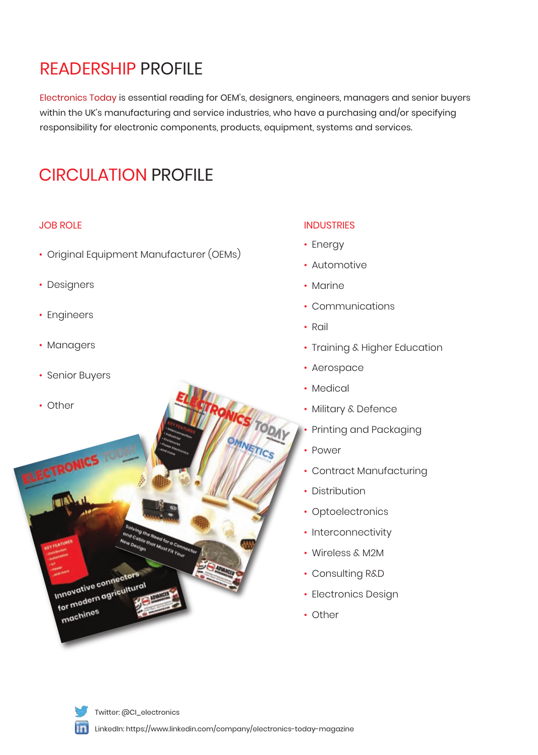# READERSHIP PROFILE

Electronics Today is essential reading for OEM's, designers, engineers, managers and senior buyers within the UK's manufacturing and service industries, who have a purchasing and/or specifying responsibility for electronic components, products, equipment, systems and services.

# CIRCULATION PROFILE

## JOB ROLE

- Original Equipment Manufacturer (OEMs)
- Designers
- Engineers
- Managers
- Senior Buyers
- Other

## INDUSTRIES

- Energy
- Automotive
- Marine
- Communications
- Rail
- Training & Higher Education
- Aerospace
- Medical
- Military & Defence
- Printing and Packaging
- Power
- Contract Manufacturing
- Distribution
- Optoelectronics
- Interconnectivity
- Wireless & M2M
- Consulting R&D
- Electronics Design
- Other

Twitter: @CI_electronics

LinkedIn: https://www.linkedin.com/company/electronics-today-magazine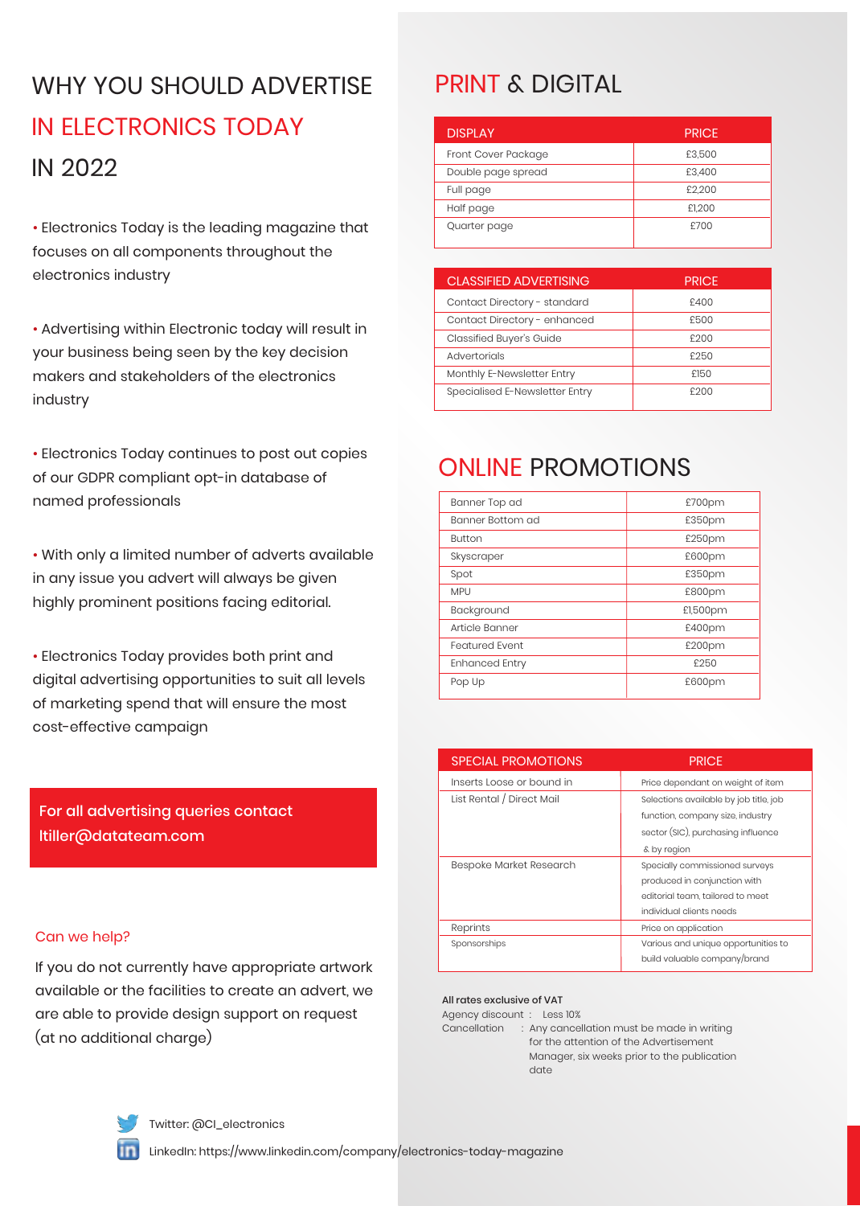# WHY YOU SHOULD ADVERTISE IN ELECTRONICS TODAY IN 2022

- Electronics Today is the leading magazine that focuses on all components throughout the electronics industry
- Advertising within Electronic today will result in your business being seen by the key decision makers and stakeholders of the electronics industry
- Electronics Today continues to post out copies of our GDPR compliant opt-in database of named professionals
- With only a limited number of adverts available in any issue you advert will always be given highly prominent positions facing editorial.
- Electronics Today provides both print and digital advertising opportunities to suit all levels of marketing spend that will ensure the most cost-effective campaign

**For all advertising queries contact ltiller@datateam.com**

## Can we help?

If you do not currently have appropriate artwork available or the facilities to create an advert, we are able to provide design support on request (at no additional charge)

Twitter: @CI_electronics

LinkedIn: https://www.linkedin.com/company/electronics-today-magazine

# PRINT & DIGITAL

| DISPLAY | PRICE |
|---|---|
| Front Cover Package | £3,500 |
| Double page spread | £3,400 |
| Full page | £2,200 |
| Half page | £1,200 |
| Quarter page | £700 |

| CLASSIFIED ADVERTISING | PRICE |
|---|---|
| Contact Directory - standard | £400 |
| Contact Directory - enhanced | £500 |
| Classified Buyer's Guide | £200 |
| Advertorials | £250 |
| Monthly E-Newsletter Entry | £150 |
| Specialised E-Newsletter Entry | £200 |

# ONLINE PROMOTIONS

| | |
|---|---|
| Banner Top ad | £700pm |
| Banner Bottom ad | £350pm |
| Button | £250pm |
| Skyscraper | £600pm |
| Spot | £350pm |
| MPU | £800pm |
| Background | £1,500pm |
| Article Banner | £400pm |
| Featured Event | £200pm |
| Enhanced Entry | £250 |
| Pop Up | £600pm |

| SPECIAL PROMOTIONS | PRICE |
|---|---|
| Inserts Loose or bound in | Price dependant on weight of item |
| List Rental / Direct Mail | Selections available by job title, job function, company size, industry sector (SIC), purchasing influence & by region |
| Bespoke Market Research | Specially commissioned surveys produced in conjunction with editorial team, tailored to meet individual clients needs |
| Reprints | Price on application |
| Sponsorships | Various and unique opportunities to build valuable company/brand |

**All rates exclusive of VAT**

Agency discount : Less 10%

Cancellation : Any cancellation must be made in writing for the attention of the Advertisement Manager, six weeks prior to the publication date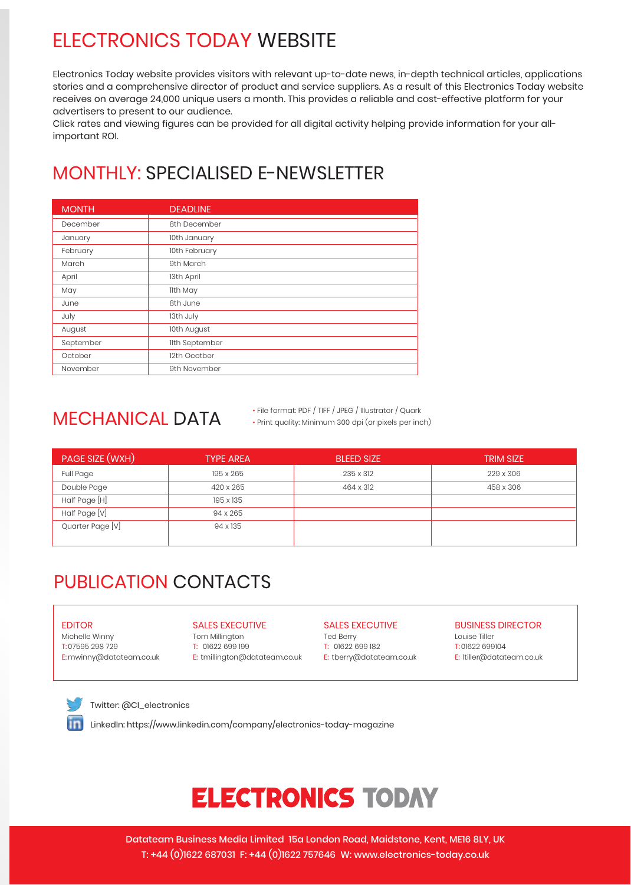# ELECTRONICS TODAY WEBSITE

Electronics Today website provides visitors with relevant up-to-date news, in-depth technical articles, applications stories and a comprehensive director of product and service suppliers. As a result of this Electronics Today website receives on average 24,000 unique users a month. This provides a reliable and cost-effective platform for your advertisers to present to our audience.
Click rates and viewing figures can be provided for all digital activity helping provide information for your all-important ROI.

## MONTHLY: SPECIALISED E-NEWSLETTER

| MONTH | DEADLINE |
|---|---|
| December | 8th December |
| January | 10th January |
| February | 10th February |
| March | 9th March |
| April | 13th April |
| May | 11th May |
| June | 8th June |
| July | 13th July |
| August | 10th August |
| September | 11th September |
| October | 12th Ocotber |
| November | 9th November |

## MECHANICAL DATA

- File format: PDF / TIFF / JPEG / Illustrator / Quark
- Print quality: Minimum 300 dpi (or pixels per inch)

| PAGE SIZE (WXH) | TYPE AREA | BLEED SIZE | TRIM SIZE |
|---|---|---|---|
| Full Page | 195 x 265 | 235 x 312 | 229 x 306 |
| Double Page | 420 x 265 | 464 x 312 | 458 x 306 |
| Half Page [H] | 195 x 135 | | |
| Half Page [V] | 94 x 265 | | |
| Quarter Page [V] | 94 x 135 | | |

## PUBLICATION CONTACTS

**EDITOR**
Michelle Winny
T: 07595 298 729
E: mwinny@datateam.co.uk

**SALES EXECUTIVE**
Tom Millington
T: 01622 699 199
E: tmillington@datateam.co.uk

**SALES EXECUTIVE**
Ted Berry
T: 01622 699 182
E: tberry@datateam.co.uk

**BUSINESS DIRECTOR**
Louise Tiller
T: 01622 699104
E: ltiller@datateam.co.uk

Twitter: @CI_electronics

LinkedIn: https://www.linkedin.com/company/electronics-today-magazine

**ELECTRONICS TODAY**

Datateam Business Media Limited 15a London Road, Maidstone, Kent, ME16 8LY, UK
T: +44 (0)1622 687031 F: +44 (0)1622 757646 W: www.electronics-today.co.uk